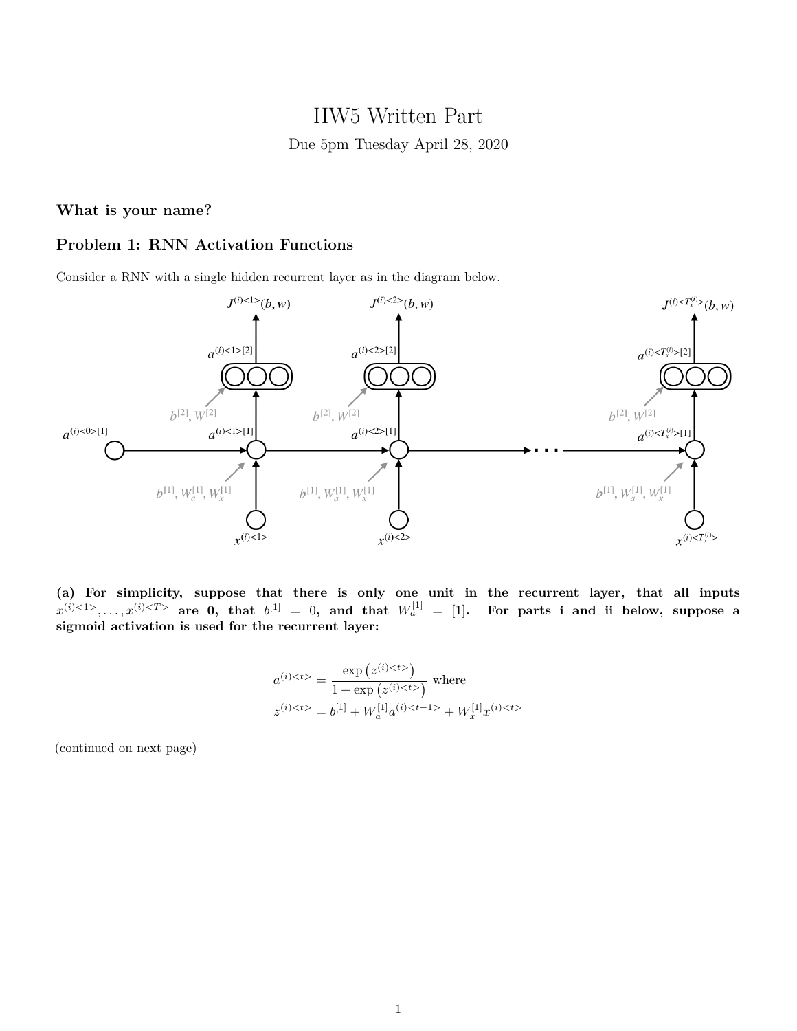# HW5 Written Part

Due 5pm Tuesday April 28, 2020

**What is your name?**

## Problem 1: RNN Activation Functions

Consider a RNN with a single hidden recurrent layer as in the diagram below.

**(a) For simplicity, suppose that there is only one unit in the recurrent layer, that all inputs $x^{(i)<1>}, \ldots, x^{(i)<T>}$ are 0, that $b^{[1]} = 0$, and that $W_a^{[1]} = [1]$. For parts i and ii below, suppose a sigmoid activation is used for the recurrent layer:**

$$
\begin{aligned}
a^{(i)<t>} &= \frac{\exp\left(z^{(i)<t>}\right)}{1 + \exp\left(z^{(i)<t>}\right)} \text{ where} \\
z^{(i)<t>} &= b^{[1]} + W_a^{[1]} a^{(i)<t-1>} + W_x^{[1]} x^{(i)<t>}
\end{aligned}
$$

(continued on next page)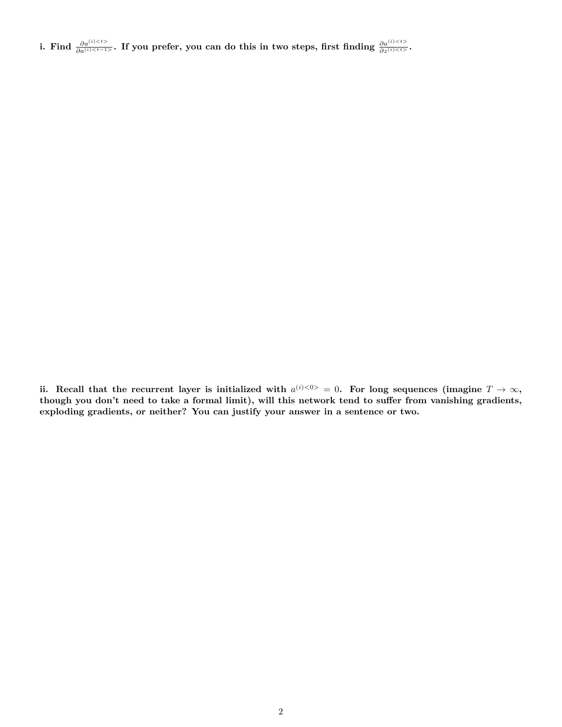**i. Find $\frac{\partial a^{(i)<t>}}{\partial a^{(i)<t-1>}}$. If you prefer, you can do this in two steps, first finding $\frac{\partial a^{(i)<t>}}{\partial z^{(i)<t>}}$.**

**ii. Recall that the recurrent layer is initialized with $a^{(i)<0>} = 0$. For long sequences (imagine $T \to \infty$, though you don't need to take a formal limit), will this network tend to suffer from vanishing gradients, exploding gradients, or neither? You can justify your answer in a sentence or two.**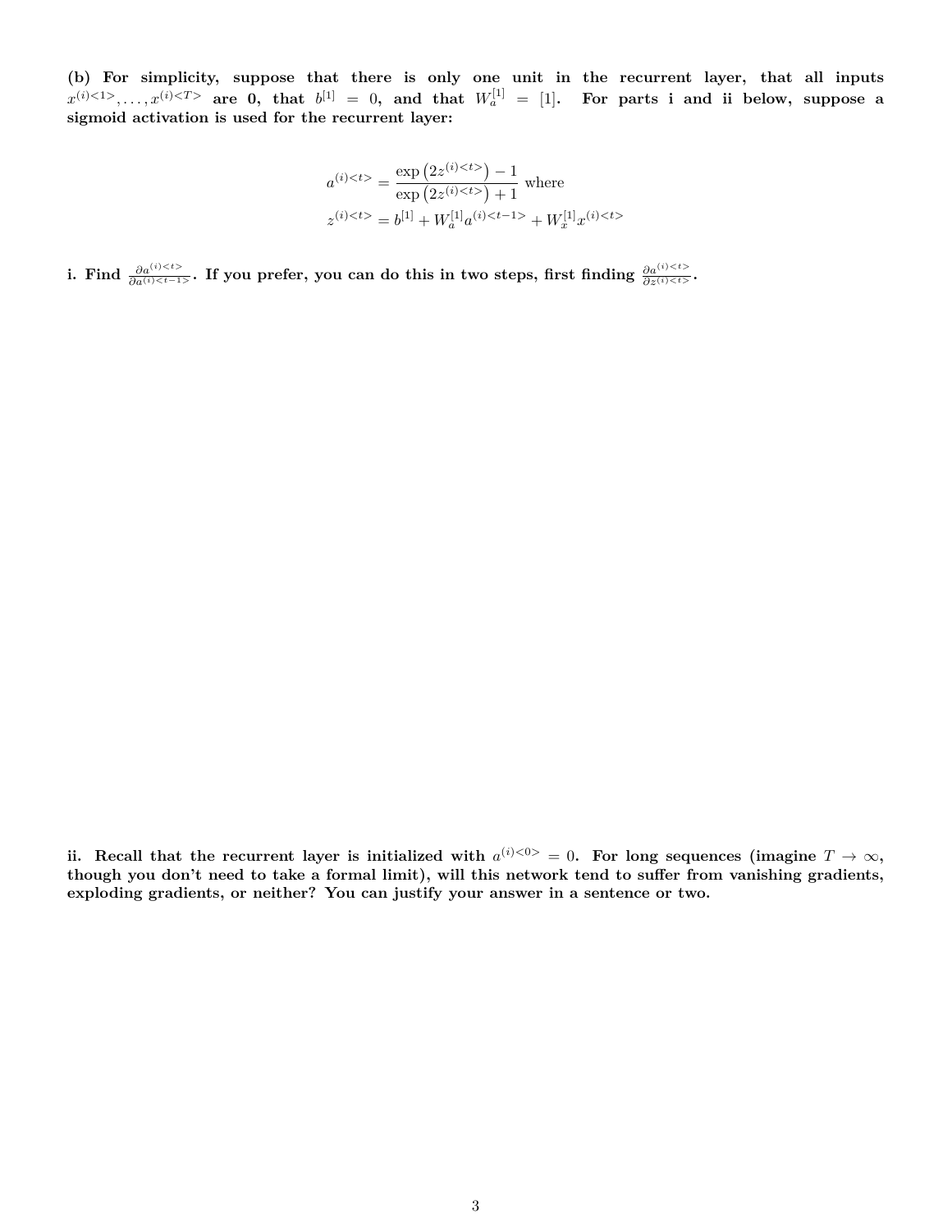**(b) For simplicity, suppose that there is only one unit in the recurrent layer, that all inputs $x^{(i)<1>}, \ldots, x^{(i)<T>}$ are 0, that $b^{[1]} = 0$, and that $W_a^{[1]} = [1]$. For parts i and ii below, suppose a sigmoid activation is used for the recurrent layer:**

$$a^{(i)<t>} = \frac{\exp\left(2z^{(i)<t>}\right) - 1}{\exp\left(2z^{(i)<t>}\right) + 1} \text{ where}$$
$$z^{(i)<t>} = b^{[1]} + W_a^{[1]} a^{(i)<t-1>} + W_x^{[1]} x^{(i)<t>}$$

**i. Find $\frac{\partial a^{(i)<t>}}{\partial a^{(i)<t-1>}}$. If you prefer, you can do this in two steps, first finding $\frac{\partial a^{(i)<t>}}{\partial z^{(i)<t>}}$.**

**ii. Recall that the recurrent layer is initialized with $a^{(i)<0>} = 0$. For long sequences (imagine $T \to \infty$, though you don't need to take a formal limit), will this network tend to suffer from vanishing gradients, exploding gradients, or neither? You can justify your answer in a sentence or two.**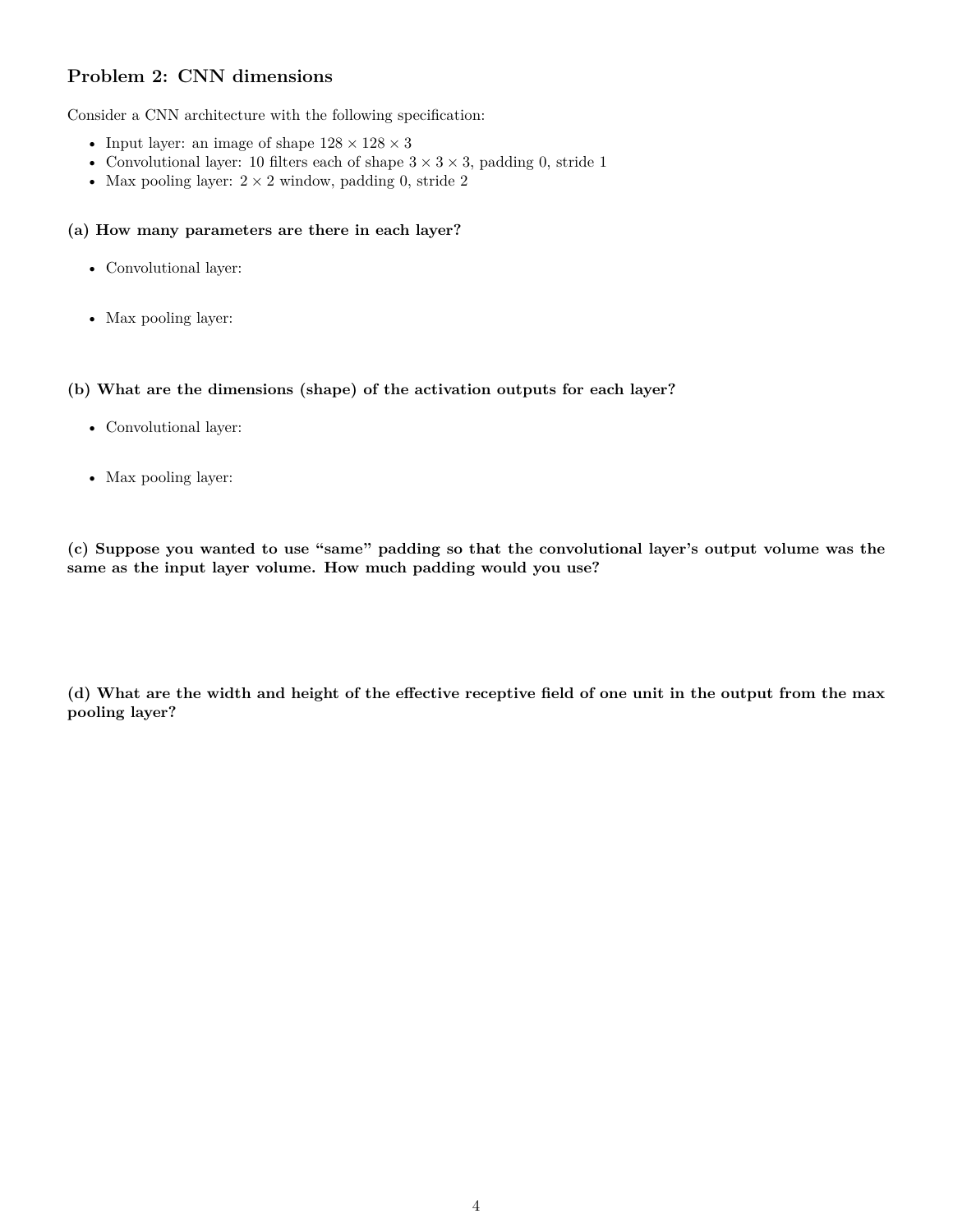## Problem 2: CNN dimensions

Consider a CNN architecture with the following specification:

- Input layer: an image of shape $128 \times 128 \times 3$
- Convolutional layer: 10 filters each of shape $3 \times 3 \times 3$, padding 0, stride 1
- Max pooling layer: $2 \times 2$ window, padding 0, stride 2

**(a) How many parameters are there in each layer?**

- Convolutional layer:
- Max pooling layer:

**(b) What are the dimensions (shape) of the activation outputs for each layer?**

- Convolutional layer:
- Max pooling layer:

**(c) Suppose you wanted to use "same" padding so that the convolutional layer's output volume was the same as the input layer volume. How much padding would you use?**

**(d) What are the width and height of the effective receptive field of one unit in the output from the max pooling layer?**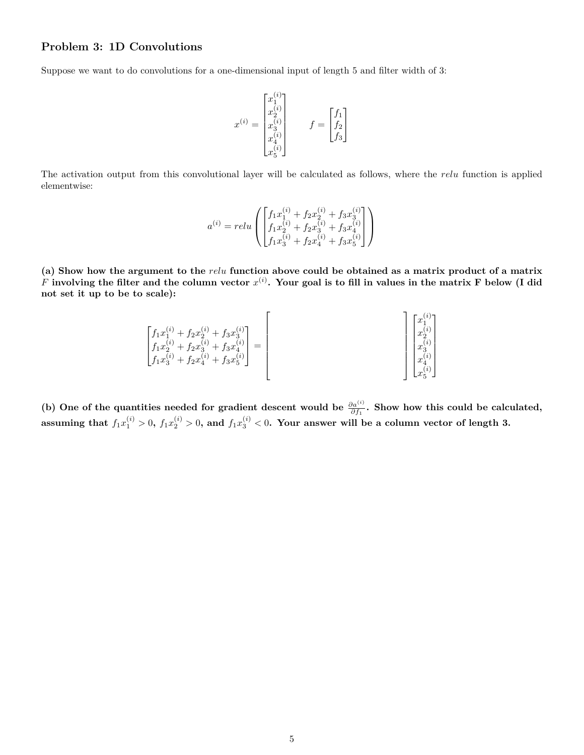## Problem 3: 1D Convolutions

Suppose we want to do convolutions for a one-dimensional input of length 5 and filter width of 3:

$$x^{(i)} = \begin{bmatrix} x_1^{(i)} \\ x_2^{(i)} \\ x_3^{(i)} \\ x_4^{(i)} \\ x_5^{(i)} \end{bmatrix} \qquad f = \begin{bmatrix} f_1 \\ f_2 \\ f_3 \end{bmatrix}$$

The activation output from this convolutional layer will be calculated as follows, where the *relu* function is applied elementwise:

$$a^{(i)} = relu\left(\begin{bmatrix} f_1 x_1^{(i)} + f_2 x_2^{(i)} + f_3 x_3^{(i)} \\ f_1 x_2^{(i)} + f_2 x_3^{(i)} + f_3 x_4^{(i)} \\ f_1 x_3^{(i)} + f_2 x_4^{(i)} + f_3 x_5^{(i)} \end{bmatrix}\right)$$

**(a) Show how the argument to the *relu* function above could be obtained as a matrix product of a matrix $F$ involving the filter and the column vector $x^{(i)}$. Your goal is to fill in values in the matrix F below (I did not set it up to be to scale):**

$$\begin{bmatrix} f_1 x_1^{(i)} + f_2 x_2^{(i)} + f_3 x_3^{(i)} \\ f_1 x_2^{(i)} + f_2 x_3^{(i)} + f_3 x_4^{(i)} \\ f_1 x_3^{(i)} + f_2 x_4^{(i)} + f_3 x_5^{(i)} \end{bmatrix} = \begin{bmatrix} \quad & \quad & \quad & \quad & \quad \\ \quad & \quad & \quad & \quad & \quad \\ \quad & \quad & \quad & \quad & \quad \end{bmatrix} \begin{bmatrix} x_1^{(i)} \\ x_2^{(i)} \\ x_3^{(i)} \\ x_4^{(i)} \\ x_5^{(i)} \end{bmatrix}$$

**(b) One of the quantities needed for gradient descent would be $\frac{\partial a^{(i)}}{\partial f_1}$. Show how this could be calculated, assuming that $f_1 x_1^{(i)} > 0$, $f_1 x_2^{(i)} > 0$, and $f_1 x_3^{(i)} < 0$. Your answer will be a column vector of length 3.**